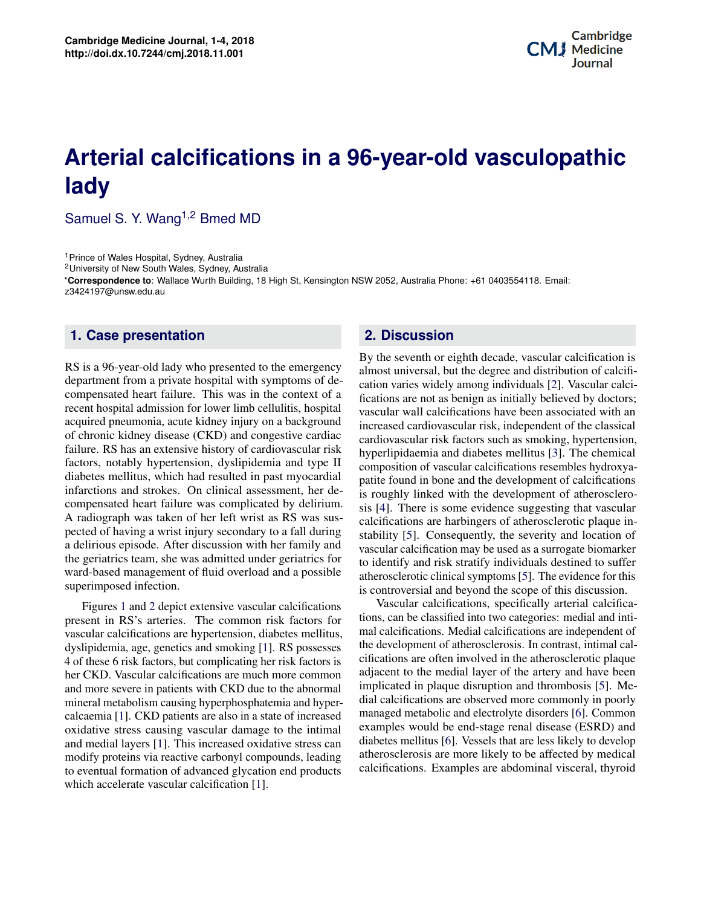# Arterial calcifications in a 96-year-old vasculopathic lady

Samuel S. Y. Wang[1,2] Bmed MD

[1]Prince of Wales Hospital, Sydney, Australia
[2]University of New South Wales, Sydney, Australia
*Correspondence to: Wallace Wurth Building, 18 High St, Kensington NSW 2052, Australia Phone: +61 0403554118. Email: z3424197@unsw.edu.au

## 1. Case presentation

RS is a 96-year-old lady who presented to the emergency department from a private hospital with symptoms of decompensated heart failure. This was in the context of a recent hospital admission for lower limb cellulitis, hospital acquired pneumonia, acute kidney injury on a background of chronic kidney disease (CKD) and congestive cardiac failure. RS has an extensive history of cardiovascular risk factors, notably hypertension, dyslipidemia and type II diabetes mellitus, which had resulted in past myocardial infarctions and strokes. On clinical assessment, her decompensated heart failure was complicated by delirium. A radiograph was taken of her left wrist as RS was suspected of having a wrist injury secondary to a fall during a delirious episode. After discussion with her family and the geriatrics team, she was admitted under geriatrics for ward-based management of fluid overload and a possible superimposed infection.

Figures 1 and 2 depict extensive vascular calcifications present in RS's arteries. The common risk factors for vascular calcifications are hypertension, diabetes mellitus, dyslipidemia, age, genetics and smoking [1]. RS possesses 4 of these 6 risk factors, but complicating her risk factors is her CKD. Vascular calcifications are much more common and more severe in patients with CKD due to the abnormal mineral metabolism causing hyperphosphatemia and hypercalcaemia [1]. CKD patients are also in a state of increased oxidative stress causing vascular damage to the intimal and medial layers [1]. This increased oxidative stress can modify proteins via reactive carbonyl compounds, leading to eventual formation of advanced glycation end products which accelerate vascular calcification [1].

## 2. Discussion

By the seventh or eighth decade, vascular calcification is almost universal, but the degree and distribution of calcification varies widely among individuals [2]. Vascular calcifications are not as benign as initially believed by doctors; vascular wall calcifications have been associated with an increased cardiovascular risk, independent of the classical cardiovascular risk factors such as smoking, hypertension, hyperlipidaemia and diabetes mellitus [3]. The chemical composition of vascular calcifications resembles hydroxyapatite found in bone and the development of calcifications is roughly linked with the development of atherosclerosis [4]. There is some evidence suggesting that vascular calcifications are harbingers of atherosclerotic plaque instability [5]. Consequently, the severity and location of vascular calcification may be used as a surrogate biomarker to identify and risk stratify individuals destined to suffer atherosclerotic clinical symptoms [5]. The evidence for this is controversial and beyond the scope of this discussion.

Vascular calcifications, specifically arterial calcifications, can be classified into two categories: medial and intimal calcifications. Medial calcifications are independent of the development of atherosclerosis. In contrast, intimal calcifications are often involved in the atherosclerotic plaque adjacent to the medial layer of the artery and have been implicated in plaque disruption and thrombosis [5]. Medial calcifications are observed more commonly in poorly managed metabolic and electrolyte disorders [6]. Common examples would be end-stage renal disease (ESRD) and diabetes mellitus [6]. Vessels that are less likely to develop atherosclerosis are more likely to be affected by medical calcifications. Examples are abdominal visceral, thyroid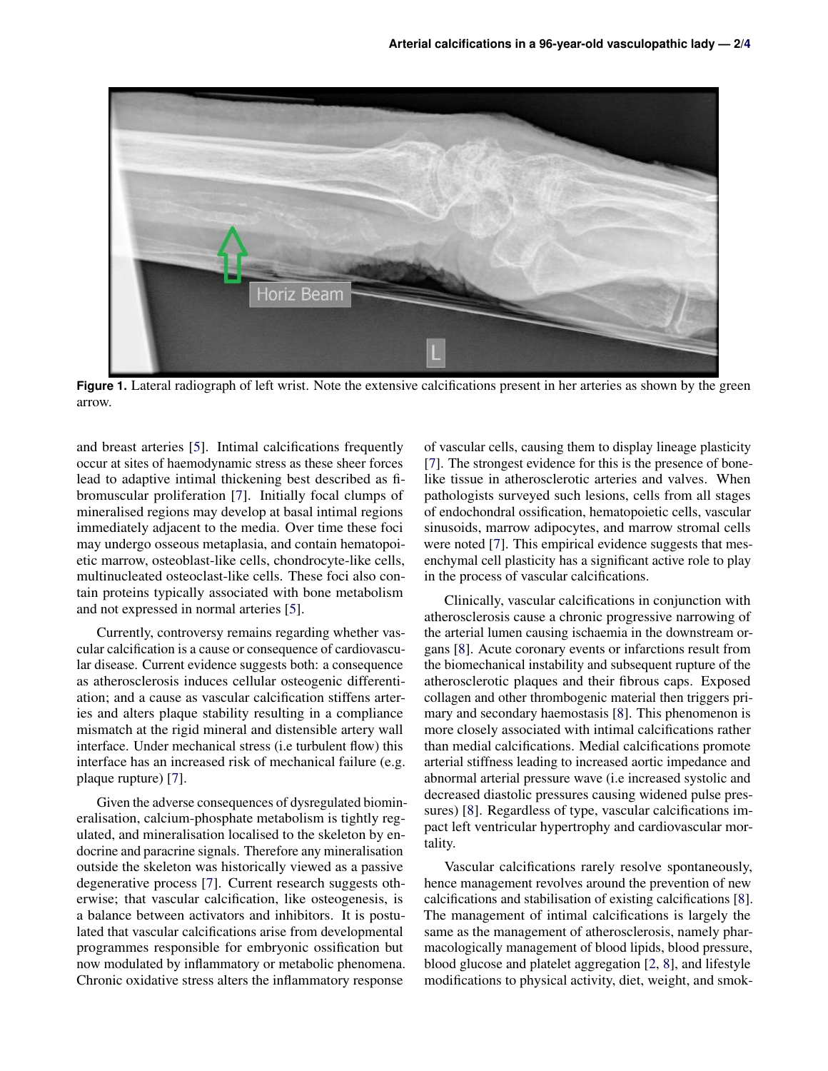**Figure 1.** Lateral radiograph of left wrist. Note the extensive calcifications present in her arteries as shown by the green arrow.

and breast arteries [5]. Intimal calcifications frequently occur at sites of haemodynamic stress as these sheer forces lead to adaptive intimal thickening best described as fibromuscular proliferation [7]. Initially focal clumps of mineralised regions may develop at basal intimal regions immediately adjacent to the media. Over time these foci may undergo osseous metaplasia, and contain hematopoietic marrow, osteoblast-like cells, chondrocyte-like cells, multinucleated osteoclast-like cells. These foci also contain proteins typically associated with bone metabolism and not expressed in normal arteries [5].

Currently, controversy remains regarding whether vascular calcification is a cause or consequence of cardiovascular disease. Current evidence suggests both: a consequence as atherosclerosis induces cellular osteogenic differentiation; and a cause as vascular calcification stiffens arteries and alters plaque stability resulting in a compliance mismatch at the rigid mineral and distensible artery wall interface. Under mechanical stress (i.e turbulent flow) this interface has an increased risk of mechanical failure (e.g. plaque rupture) [7].

Given the adverse consequences of dysregulated biomineralisation, calcium-phosphate metabolism is tightly regulated, and mineralisation localised to the skeleton by endocrine and paracrine signals. Therefore any mineralisation outside the skeleton was historically viewed as a passive degenerative process [7]. Current research suggests otherwise; that vascular calcification, like osteogenesis, is a balance between activators and inhibitors. It is postulated that vascular calcifications arise from developmental programmes responsible for embryonic ossification but now modulated by inflammatory or metabolic phenomena. Chronic oxidative stress alters the inflammatory response of vascular cells, causing them to display lineage plasticity [7]. The strongest evidence for this is the presence of bone-like tissue in atherosclerotic arteries and valves. When pathologists surveyed such lesions, cells from all stages of endochondral ossification, hematopoietic cells, vascular sinusoids, marrow adipocytes, and marrow stromal cells were noted [7]. This empirical evidence suggests that mesenchymal cell plasticity has a significant active role to play in the process of vascular calcifications.

Clinically, vascular calcifications in conjunction with atherosclerosis cause a chronic progressive narrowing of the arterial lumen causing ischaemia in the downstream organs [8]. Acute coronary events or infarctions result from the biomechanical instability and subsequent rupture of the atherosclerotic plaques and their fibrous caps. Exposed collagen and other thrombogenic material then triggers primary and secondary haemostasis [8]. This phenomenon is more closely associated with intimal calcifications rather than medial calcifications. Medial calcifications promote arterial stiffness leading to increased aortic impedance and abnormal arterial pressure wave (i.e increased systolic and decreased diastolic pressures causing widened pulse pressures) [8]. Regardless of type, vascular calcifications impact left ventricular hypertrophy and cardiovascular mortality.

Vascular calcifications rarely resolve spontaneously, hence management revolves around the prevention of new calcifications and stabilisation of existing calcifications [8]. The management of intimal calcifications is largely the same as the management of atherosclerosis, namely pharmacologically management of blood lipids, blood pressure, blood glucose and platelet aggregation [2, 8], and lifestyle modifications to physical activity, diet, weight, and smok-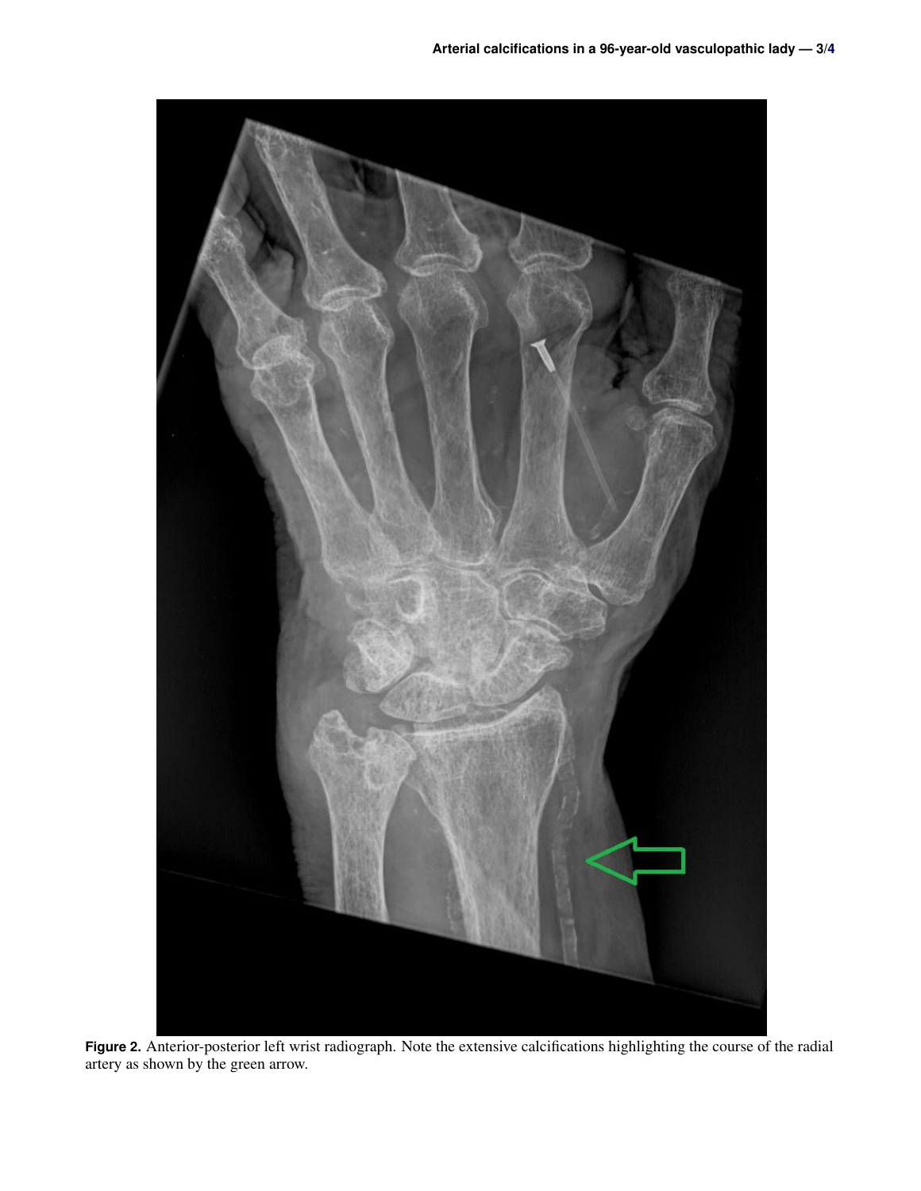**Figure 2.** Anterior-posterior left wrist radiograph. Note the extensive calcifications highlighting the course of the radial artery as shown by the green arrow.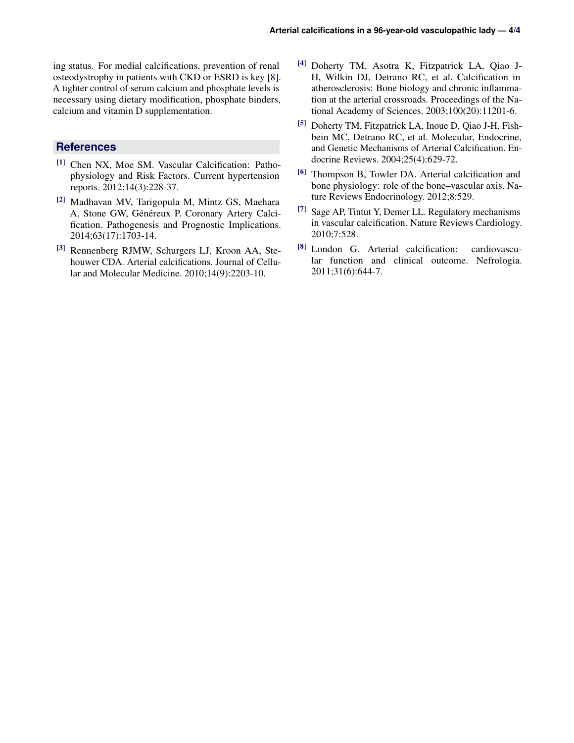ing status. For medial calcifications, prevention of renal osteodystrophy in patients with CKD or ESRD is key [8]. A tighter control of serum calcium and phosphate levels is necessary using dietary modification, phosphate binders, calcium and vitamin D supplementation.

## References

[1] Chen NX, Moe SM. Vascular Calcification: Pathophysiology and Risk Factors. Current hypertension reports. 2012;14(3):228-37.

[2] Madhavan MV, Tarigopula M, Mintz GS, Maehara A, Stone GW, Généreux P. Coronary Artery Calcification. Pathogenesis and Prognostic Implications. 2014;63(17):1703-14.

[3] Rennenberg RJMW, Schurgers LJ, Kroon AA, Stehouwer CDA. Arterial calcifications. Journal of Cellular and Molecular Medicine. 2010;14(9):2203-10.

[4] Doherty TM, Asotra K, Fitzpatrick LA, Qiao J-H, Wilkin DJ, Detrano RC, et al. Calcification in atherosclerosis: Bone biology and chronic inflammation at the arterial crossroads. Proceedings of the National Academy of Sciences. 2003;100(20):11201-6.

[5] Doherty TM, Fitzpatrick LA, Inoue D, Qiao J-H, Fishbein MC, Detrano RC, et al. Molecular, Endocrine, and Genetic Mechanisms of Arterial Calcification. Endocrine Reviews. 2004;25(4):629-72.

[6] Thompson B, Towler DA. Arterial calcification and bone physiology: role of the bone–vascular axis. Nature Reviews Endocrinology. 2012;8:529.

[7] Sage AP, Tintut Y, Demer LL. Regulatory mechanisms in vascular calcification. Nature Reviews Cardiology. 2010;7:528.

[8] London G. Arterial calcification: cardiovascular function and clinical outcome. Nefrologia. 2011;31(6):644-7.